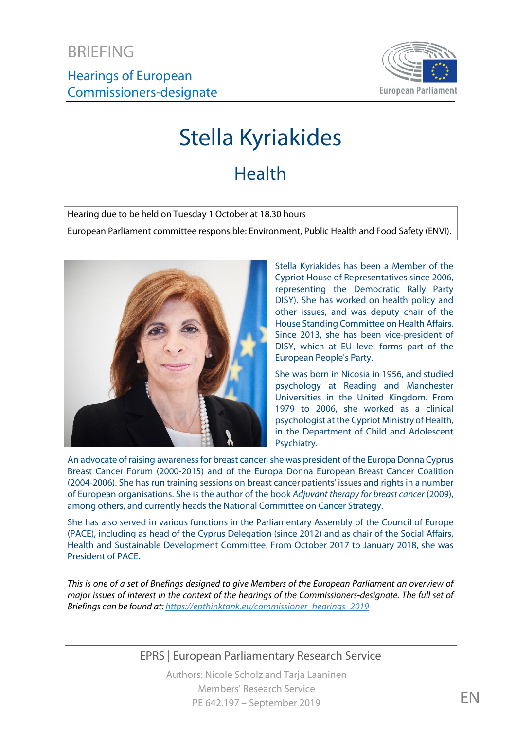BRIEFING

Hearings of European Commissioners-designate

# Stella Kyriakides

## Health

Hearing due to be held on Tuesday 1 October at 18.30 hours

European Parliament committee responsible: Environment, Public Health and Food Safety (ENVI).

Stella Kyriakides has been a Member of the Cypriot House of Representatives since 2006, representing the Democratic Rally Party DISY). She has worked on health policy and other issues, and was deputy chair of the House Standing Committee on Health Affairs. Since 2013, she has been vice-president of DISY, which at EU level forms part of the European People's Party.

She was born in Nicosia in 1956, and studied psychology at Reading and Manchester Universities in the United Kingdom. From 1979 to 2006, she worked as a clinical psychologist at the Cypriot Ministry of Health, in the Department of Child and Adolescent Psychiatry.

An advocate of raising awareness for breast cancer, she was president of the Europa Donna Cyprus Breast Cancer Forum (2000-2015) and of the Europa Donna European Breast Cancer Coalition (2004-2006). She has run training sessions on breast cancer patients' issues and rights in a number of European organisations. She is the author of the book *Adjuvant therapy for breast cancer* (2009), among others, and currently heads the National Committee on Cancer Strategy.

She has also served in various functions in the Parliamentary Assembly of the Council of Europe (PACE), including as head of the Cyprus Delegation (since 2012) and as chair of the Social Affairs, Health and Sustainable Development Committee. From October 2017 to January 2018, she was President of PACE.

*This is one of a set of Briefings designed to give Members of the European Parliament an overview of major issues of interest in the context of the hearings of the Commissioners-designate. The full set of Briefings can be found at:* [https://epthinktank.eu/commissioner_hearings_2019](https://epthinktank.eu/commissioner_hearings_2019)

EPRS | European Parliamentary Research Service

Authors: Nicole Scholz and Tarja Laaninen
Members' Research Service
PE 642.197 – September 2019

EN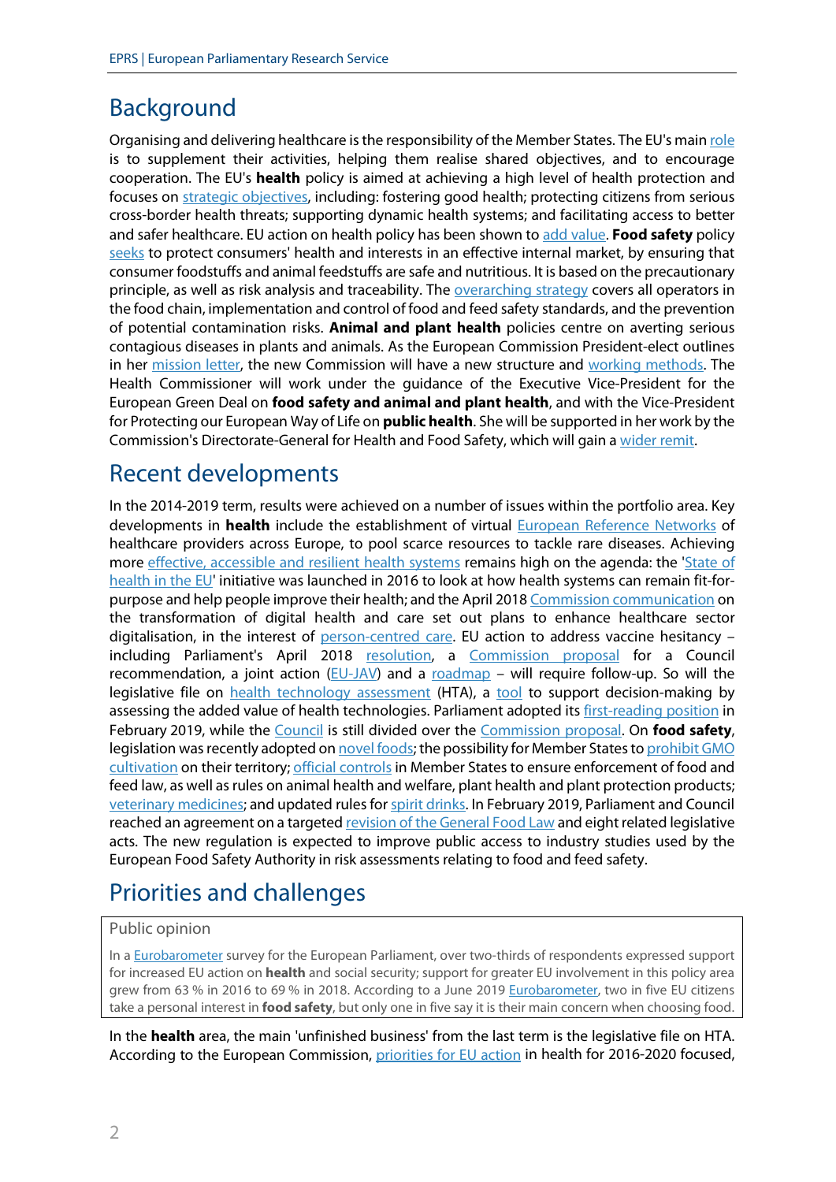## Background

Organising and delivering healthcare is the responsibility of the Member States. The EU's main role is to supplement their activities, helping them realise shared objectives, and to encourage cooperation. The EU's **health** policy is aimed at achieving a high level of health protection and focuses on strategic objectives, including: fostering good health; protecting citizens from serious cross-border health threats; supporting dynamic health systems; and facilitating access to better and safer healthcare. EU action on health policy has been shown to add value. **Food safety** policy seeks to protect consumers' health and interests in an effective internal market, by ensuring that consumer foodstuffs and animal feedstuffs are safe and nutritious. It is based on the precautionary principle, as well as risk analysis and traceability. The overarching strategy covers all operators in the food chain, implementation and control of food and feed safety standards, and the prevention of potential contamination risks. **Animal and plant health** policies centre on averting serious contagious diseases in plants and animals. As the European Commission President-elect outlines in her mission letter, the new Commission will have a new structure and working methods. The Health Commissioner will work under the guidance of the Executive Vice-President for the European Green Deal on **food safety and animal and plant health**, and with the Vice-President for Protecting our European Way of Life on **public health**. She will be supported in her work by the Commission's Directorate-General for Health and Food Safety, which will gain a wider remit.

## Recent developments

In the 2014-2019 term, results were achieved on a number of issues within the portfolio area. Key developments in **health** include the establishment of virtual European Reference Networks of healthcare providers across Europe, to pool scarce resources to tackle rare diseases. Achieving more effective, accessible and resilient health systems remains high on the agenda: the 'State of health in the EU' initiative was launched in 2016 to look at how health systems can remain fit-for-purpose and help people improve their health; and the April 2018 Commission communication on the transformation of digital health and care set out plans to enhance healthcare sector digitalisation, in the interest of person-centred care. EU action to address vaccine hesitancy – including Parliament's April 2018 resolution, a Commission proposal for a Council recommendation, a joint action (EU-JAV) and a roadmap – will require follow-up. So will the legislative file on health technology assessment (HTA), a tool to support decision-making by assessing the added value of health technologies. Parliament adopted its first-reading position in February 2019, while the Council is still divided over the Commission proposal. On **food safety**, legislation was recently adopted on novel foods; the possibility for Member States to prohibit GMO cultivation on their territory; official controls in Member States to ensure enforcement of food and feed law, as well as rules on animal health and welfare, plant health and plant protection products; veterinary medicines; and updated rules for spirit drinks. In February 2019, Parliament and Council reached an agreement on a targeted revision of the General Food Law and eight related legislative acts. The new regulation is expected to improve public access to industry studies used by the European Food Safety Authority in risk assessments relating to food and feed safety.

## Priorities and challenges

> **Public opinion**
>
> In a Eurobarometer survey for the European Parliament, over two-thirds of respondents expressed support for increased EU action on **health** and social security; support for greater EU involvement in this policy area grew from 63 % in 2016 to 69 % in 2018. According to a June 2019 Eurobarometer, two in five EU citizens take a personal interest in **food safety**, but only one in five say it is their main concern when choosing food.

In the **health** area, the main 'unfinished business' from the last term is the legislative file on HTA. According to the European Commission, priorities for EU action in health for 2016-2020 focused,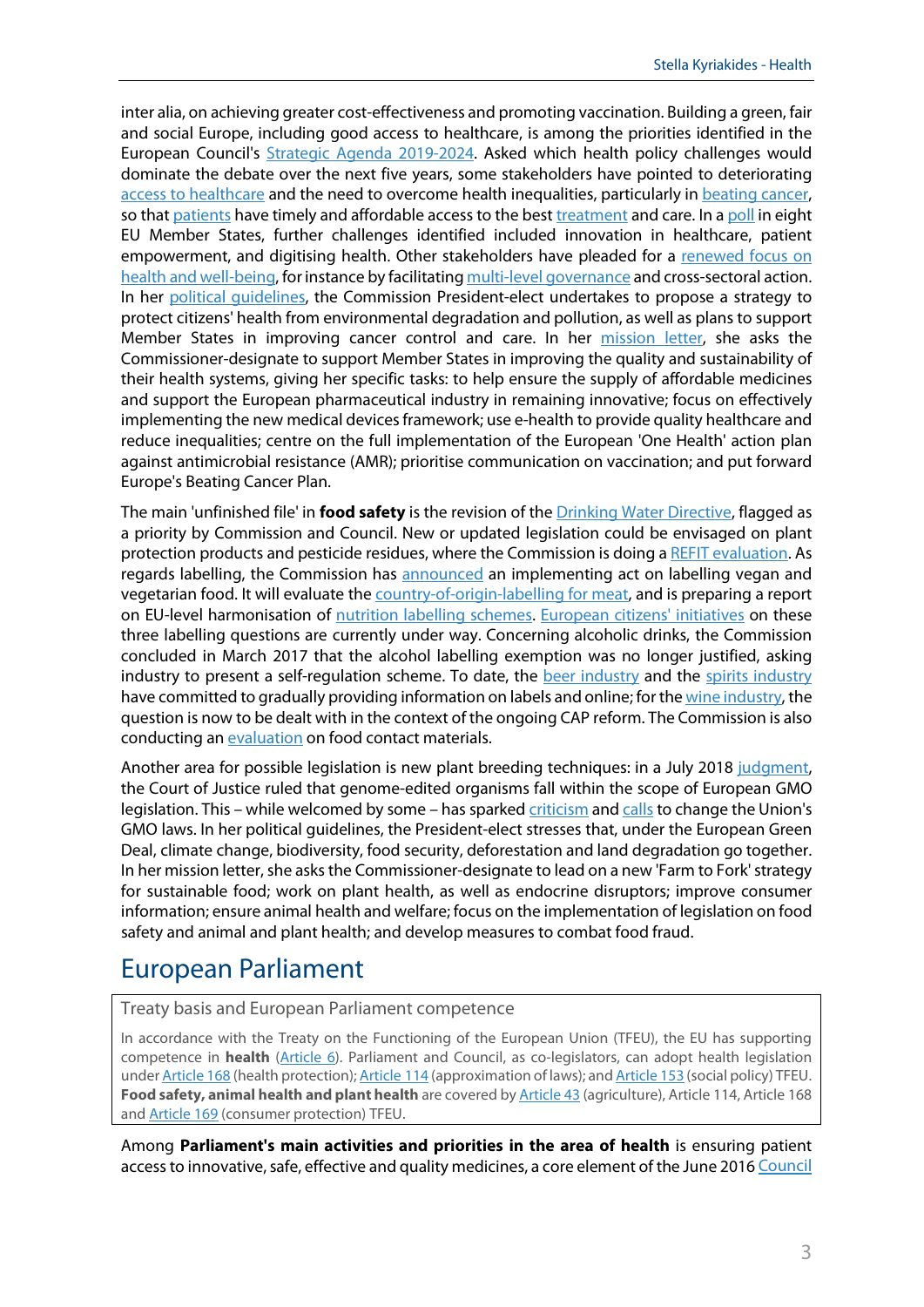inter alia, on achieving greater cost-effectiveness and promoting vaccination. Building a green, fair and social Europe, including good access to healthcare, is among the priorities identified in the European Council's Strategic Agenda 2019-2024. Asked which health policy challenges would dominate the debate over the next five years, some stakeholders have pointed to deteriorating access to healthcare and the need to overcome health inequalities, particularly in beating cancer, so that patients have timely and affordable access to the best treatment and care. In a poll in eight EU Member States, further challenges identified included innovation in healthcare, patient empowerment, and digitising health. Other stakeholders have pleaded for a renewed focus on health and well-being, for instance by facilitating multi-level governance and cross-sectoral action. In her political guidelines, the Commission President-elect undertakes to propose a strategy to protect citizens' health from environmental degradation and pollution, as well as plans to support Member States in improving cancer control and care. In her mission letter, she asks the Commissioner-designate to support Member States in improving the quality and sustainability of their health systems, giving her specific tasks: to help ensure the supply of affordable medicines and support the European pharmaceutical industry in remaining innovative; focus on effectively implementing the new medical devices framework; use e-health to provide quality healthcare and reduce inequalities; centre on the full implementation of the European 'One Health' action plan against antimicrobial resistance (AMR); prioritise communication on vaccination; and put forward Europe's Beating Cancer Plan.

The main 'unfinished file' in **food safety** is the revision of the Drinking Water Directive, flagged as a priority by Commission and Council. New or updated legislation could be envisaged on plant protection products and pesticide residues, where the Commission is doing a REFIT evaluation. As regards labelling, the Commission has announced an implementing act on labelling vegan and vegetarian food. It will evaluate the country-of-origin-labelling for meat, and is preparing a report on EU-level harmonisation of nutrition labelling schemes. European citizens' initiatives on these three labelling questions are currently under way. Concerning alcoholic drinks, the Commission concluded in March 2017 that the alcohol labelling exemption was no longer justified, asking industry to present a self-regulation scheme. To date, the beer industry and the spirits industry have committed to gradually providing information on labels and online; for the wine industry, the question is now to be dealt with in the context of the ongoing CAP reform. The Commission is also conducting an evaluation on food contact materials.

Another area for possible legislation is new plant breeding techniques: in a July 2018 judgment, the Court of Justice ruled that genome-edited organisms fall within the scope of European GMO legislation. This – while welcomed by some – has sparked criticism and calls to change the Union's GMO laws. In her political guidelines, the President-elect stresses that, under the European Green Deal, climate change, biodiversity, food security, deforestation and land degradation go together. In her mission letter, she asks the Commissioner-designate to lead on a new 'Farm to Fork' strategy for sustainable food; work on plant health, as well as endocrine disruptors; improve consumer information; ensure animal health and welfare; focus on the implementation of legislation on food safety and animal and plant health; and develop measures to combat food fraud.

## European Parliament

> Treaty basis and European Parliament competence
>
> In accordance with the Treaty on the Functioning of the European Union (TFEU), the EU has supporting competence in **health** (Article 6). Parliament and Council, as co-legislators, can adopt health legislation under Article 168 (health protection); Article 114 (approximation of laws); and Article 153 (social policy) TFEU. **Food safety, animal health and plant health** are covered by Article 43 (agriculture), Article 114, Article 168 and Article 169 (consumer protection) TFEU.

Among **Parliament's main activities and priorities in the area of health** is ensuring patient access to innovative, safe, effective and quality medicines, a core element of the June 2016 Council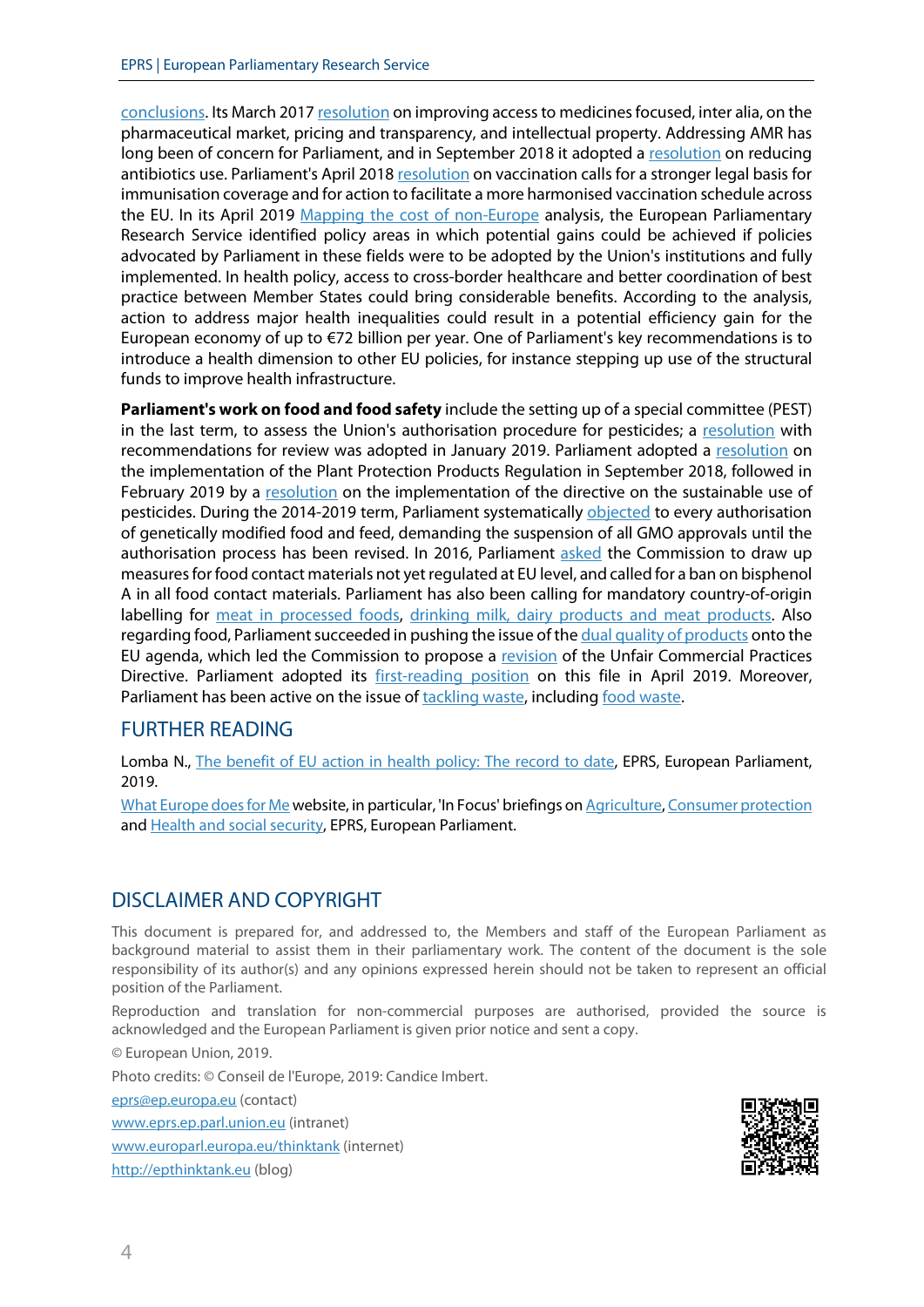conclusions. Its March 2017 resolution on improving access to medicines focused, inter alia, on the pharmaceutical market, pricing and transparency, and intellectual property. Addressing AMR has long been of concern for Parliament, and in September 2018 it adopted a resolution on reducing antibiotics use. Parliament's April 2018 resolution on vaccination calls for a stronger legal basis for immunisation coverage and for action to facilitate a more harmonised vaccination schedule across the EU. In its April 2019 Mapping the cost of non-Europe analysis, the European Parliamentary Research Service identified policy areas in which potential gains could be achieved if policies advocated by Parliament in these fields were to be adopted by the Union's institutions and fully implemented. In health policy, access to cross-border healthcare and better coordination of best practice between Member States could bring considerable benefits. According to the analysis, action to address major health inequalities could result in a potential efficiency gain for the European economy of up to €72 billion per year. One of Parliament's key recommendations is to introduce a health dimension to other EU policies, for instance stepping up use of the structural funds to improve health infrastructure.

**Parliament's work on food and food safety** include the setting up of a special committee (PEST) in the last term, to assess the Union's authorisation procedure for pesticides; a resolution with recommendations for review was adopted in January 2019. Parliament adopted a resolution on the implementation of the Plant Protection Products Regulation in September 2018, followed in February 2019 by a resolution on the implementation of the directive on the sustainable use of pesticides. During the 2014-2019 term, Parliament systematically objected to every authorisation of genetically modified food and feed, demanding the suspension of all GMO approvals until the authorisation process has been revised. In 2016, Parliament asked the Commission to draw up measures for food contact materials not yet regulated at EU level, and called for a ban on bisphenol A in all food contact materials. Parliament has also been calling for mandatory country-of-origin labelling for meat in processed foods, drinking milk, dairy products and meat products. Also regarding food, Parliament succeeded in pushing the issue of the dual quality of products onto the EU agenda, which led the Commission to propose a revision of the Unfair Commercial Practices Directive. Parliament adopted its first-reading position on this file in April 2019. Moreover, Parliament has been active on the issue of tackling waste, including food waste.

## FURTHER READING

Lomba N., The benefit of EU action in health policy: The record to date, EPRS, European Parliament, 2019.

What Europe does for Me website, in particular, 'In Focus' briefings on Agriculture, Consumer protection and Health and social security, EPRS, European Parliament.

## DISCLAIMER AND COPYRIGHT

This document is prepared for, and addressed to, the Members and staff of the European Parliament as background material to assist them in their parliamentary work. The content of the document is the sole responsibility of its author(s) and any opinions expressed herein should not be taken to represent an official position of the Parliament.

Reproduction and translation for non-commercial purposes are authorised, provided the source is acknowledged and the European Parliament is given prior notice and sent a copy.

© European Union, 2019.

Photo credits: © Conseil de l'Europe, 2019: Candice Imbert.

eprs@ep.europa.eu (contact)

www.eprs.ep.parl.union.eu (intranet)

www.europarl.europa.eu/thinktank (internet)

http://epthinktank.eu (blog)